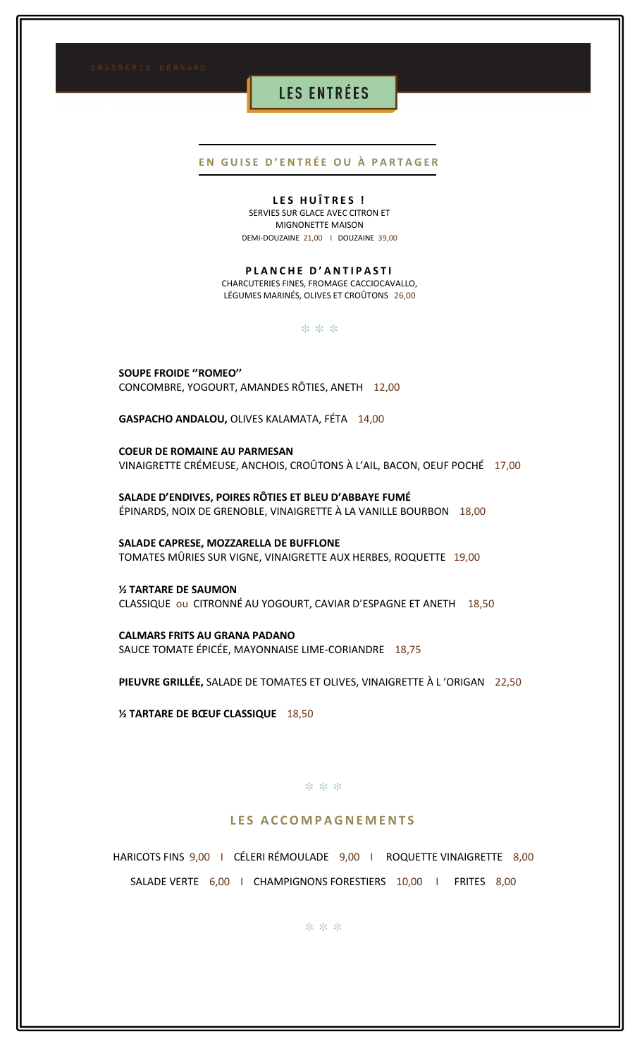# LES ENTRÉES

## EN GUISE D'ENTRÉE OU À PARTAGER

**LES HUÎTRES !**
SERVIES SUR GLACE AVEC CITRON ET MIGNONETTE MAISON
DEMI-DOUZAINE 21,00 I DOUZAINE 39,00

**PLANCHE D'ANTIPASTI**
CHARCUTERIES FINES, FROMAGE CACCIOCAVALLO, LÉGUMES MARINÉS, OLIVES ET CROÛTONS 26,00

✻ ✻ ✻

**SOUPE FROIDE ''ROMEO''**
CONCOMBRE, YOGOURT, AMANDES RÔTIES, ANETH 12,00

**GASPACHO ANDALOU,** OLIVES KALAMATA, FÉTA 14,00

**COEUR DE ROMAINE AU PARMESAN**
VINAIGRETTE CRÉMEUSE, ANCHOIS, CROÛTONS À L'AIL, BACON, OEUF POCHÉ 17,00

**SALADE D'ENDIVES, POIRES RÔTIES ET BLEU D'ABBAYE FUMÉ**
ÉPINARDS, NOIX DE GRENOBLE, VINAIGRETTE À LA VANILLE BOURBON 18,00

**SALADE CAPRESE, MOZZARELLA DE BUFFLONE**
TOMATES MÛRIES SUR VIGNE, VINAIGRETTE AUX HERBES, ROQUETTE 19,00

**½ TARTARE DE SAUMON**
CLASSIQUE ou CITRONNÉ AU YOGOURT, CAVIAR D'ESPAGNE ET ANETH 18,50

**CALMARS FRITS AU GRANA PADANO**
SAUCE TOMATE ÉPICÉE, MAYONNAISE LIME-CORIANDRE 18,75

**PIEUVRE GRILLÉE,** SALADE DE TOMATES ET OLIVES, VINAIGRETTE À L'ORIGAN 22,50

**½ TARTARE DE BŒUF CLASSIQUE** 18,50

✻ ✻ ✻

## LES ACCOMPAGNEMENTS

HARICOTS FINS 9,00 I CÉLERI RÉMOULADE 9,00 I ROQUETTE VINAIGRETTE 8,00

SALADE VERTE 6,00 I CHAMPIGNONS FORESTIERS 10,00 I FRITES 8,00

✻ ✻ ✻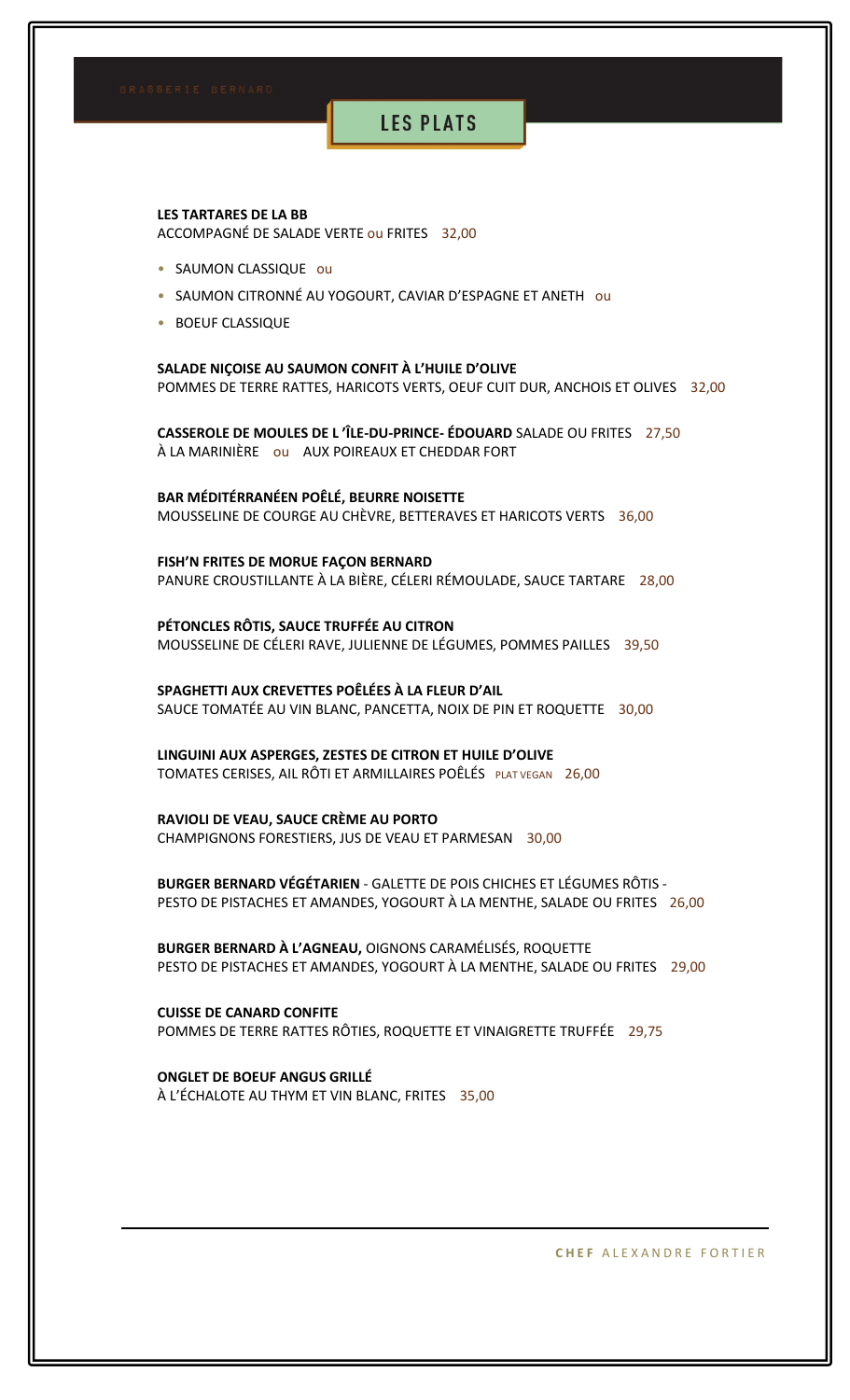## LES PLATS

**LES TARTARES DE LA BB**
ACCOMPAGNÉ DE SALADE VERTE ou FRITES 32,00

- SAUMON CLASSIQUE ou
- SAUMON CITRONNÉ AU YOGOURT, CAVIAR D'ESPAGNE ET ANETH ou
- BOEUF CLASSIQUE

**SALADE NIÇOISE AU SAUMON CONFIT À L'HUILE D'OLIVE**
POMMES DE TERRE RATTES, HARICOTS VERTS, OEUF CUIT DUR, ANCHOIS ET OLIVES 32,00

**CASSEROLE DE MOULES DE L'ÎLE-DU-PRINCE- ÉDOUARD** SALADE OU FRITES 27,50
À LA MARINIÈRE ou AUX POIREAUX ET CHEDDAR FORT

**BAR MÉDITÉRRANÉEN POÊLÉ, BEURRE NOISETTE**
MOUSSELINE DE COURGE AU CHÈVRE, BETTERAVES ET HARICOTS VERTS 36,00

**FISH'N FRITES DE MORUE FAÇON BERNARD**
PANURE CROUSTILLANTE À LA BIÈRE, CÉLERI RÉMOULADE, SAUCE TARTARE 28,00

**PÉTONCLES RÔTIS, SAUCE TRUFFÉE AU CITRON**
MOUSSELINE DE CÉLERI RAVE, JULIENNE DE LÉGUMES, POMMES PAILLES 39,50

**SPAGHETTI AUX CREVETTES POÊLÉES À LA FLEUR D'AIL**
SAUCE TOMATÉE AU VIN BLANC, PANCETTA, NOIX DE PIN ET ROQUETTE 30,00

**LINGUINI AUX ASPERGES, ZESTES DE CITRON ET HUILE D'OLIVE**
TOMATES CERISES, AIL RÔTI ET ARMILLAIRES POÊLÉS PLAT VEGAN 26,00

**RAVIOLI DE VEAU, SAUCE CRÈME AU PORTO**
CHAMPIGNONS FORESTIERS, JUS DE VEAU ET PARMESAN 30,00

**BURGER BERNARD VÉGÉTARIEN** - GALETTE DE POIS CHICHES ET LÉGUMES RÔTIS -
PESTO DE PISTACHES ET AMANDES, YOGOURT À LA MENTHE, SALADE OU FRITES 26,00

**BURGER BERNARD À L'AGNEAU,** OIGNONS CARAMÉLISÉS, ROQUETTE
PESTO DE PISTACHES ET AMANDES, YOGOURT À LA MENTHE, SALADE OU FRITES 29,00

**CUISSE DE CANARD CONFITE**
POMMES DE TERRE RATTES RÔTIES, ROQUETTE ET VINAIGRETTE TRUFFÉE 29,75

**ONGLET DE BOEUF ANGUS GRILLÉ**
À L'ÉCHALOTE AU THYM ET VIN BLANC, FRITES 35,00

**CHEF** ALEXANDRE FORTIER